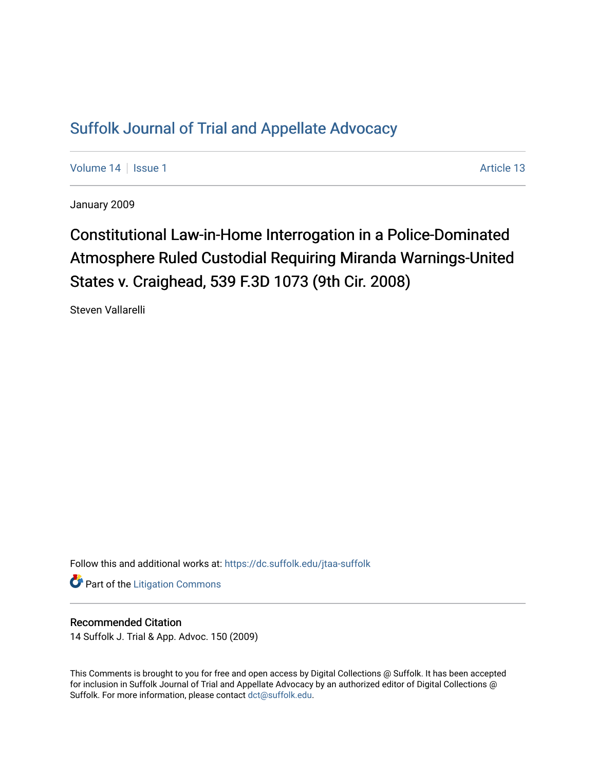# Suffolk Journal of Trial and Appellate Advocacy

Volume 14 | Issue 1 | Article 13

January 2009

## Constitutional Law-in-Home Interrogation in a Police-Dominated Atmosphere Ruled Custodial Requiring Miranda Warnings-United States v. Craighead, 539 F.3D 1073 (9th Cir. 2008)

Steven Vallarelli

Follow this and additional works at: https://dc.suffolk.edu/jtaa-suffolk

Part of the Litigation Commons

### Recommended Citation

14 Suffolk J. Trial & App. Advoc. 150 (2009)

This Comments is brought to you for free and open access by Digital Collections @ Suffolk. It has been accepted for inclusion in Suffolk Journal of Trial and Appellate Advocacy by an authorized editor of Digital Collections @ Suffolk. For more information, please contact dct@suffolk.edu.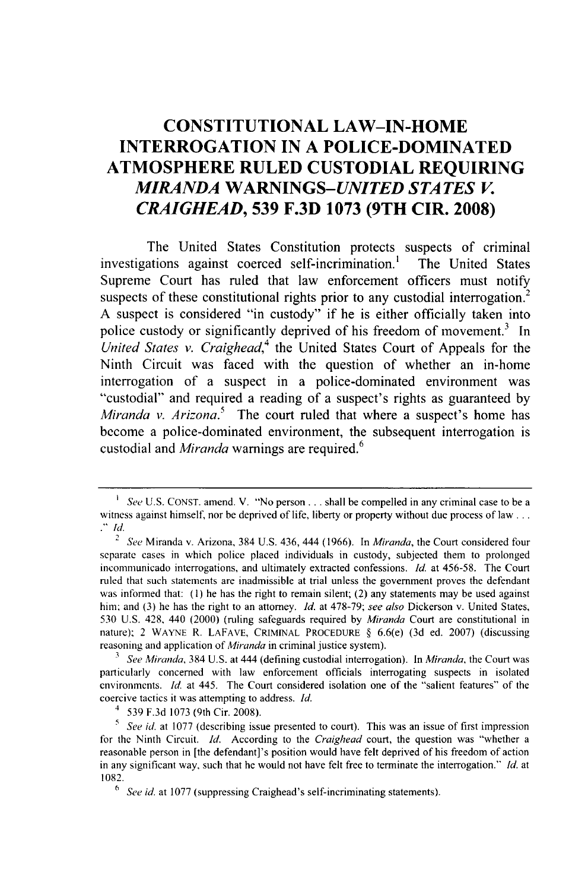# CONSTITUTIONAL LAW–IN-HOME INTERROGATION IN A POLICE-DOMINATED ATMOSPHERE RULED CUSTODIAL REQUIRING *MIRANDA* WARNINGS–*UNITED STATES V. CRAIGHEAD*, 539 F.3D 1073 (9TH CIR. 2008)

The United States Constitution protects suspects of criminal investigations against coerced self-incrimination.[1] The United States Supreme Court has ruled that law enforcement officers must notify suspects of these constitutional rights prior to any custodial interrogation.[2] A suspect is considered "in custody" if he is either officially taken into police custody or significantly deprived of his freedom of movement.[3] In *United States v. Craighead*,[4] the United States Court of Appeals for the Ninth Circuit was faced with the question of whether an in-home interrogation of a suspect in a police-dominated environment was "custodial" and required a reading of a suspect's rights as guaranteed by *Miranda v. Arizona*.[5] The court ruled that where a suspect's home has become a police-dominated environment, the subsequent interrogation is custodial and *Miranda* warnings are required.[6]

---

[1] *See* U.S. CONST. amend. V. "No person . . . shall be compelled in any criminal case to be a witness against himself, nor be deprived of life, liberty or property without due process of law . . . ." *Id.*

[2] *See* Miranda v. Arizona, 384 U.S. 436, 444 (1966). In *Miranda*, the Court considered four separate cases in which police placed individuals in custody, subjected them to prolonged incommunicado interrogations, and ultimately extracted confessions. *Id.* at 456-58. The Court ruled that such statements are inadmissible at trial unless the government proves the defendant was informed that: (1) he has the right to remain silent; (2) any statements may be used against him; and (3) he has the right to an attorney. *Id.* at 478-79; *see also* Dickerson v. United States, 530 U.S. 428, 440 (2000) (ruling safeguards required by *Miranda* Court are constitutional in nature); 2 WAYNE R. LAFAVE, CRIMINAL PROCEDURE § 6.6(e) (3d ed. 2007) (discussing reasoning and application of *Miranda* in criminal justice system).

[3] *See Miranda*, 384 U.S. at 444 (defining custodial interrogation). In *Miranda*, the Court was particularly concerned with law enforcement officials interrogating suspects in isolated environments. *Id.* at 445. The Court considered isolation one of the "salient features" of the coercive tactics it was attempting to address. *Id.*

[4] 539 F.3d 1073 (9th Cir. 2008).

[5] *See id.* at 1077 (describing issue presented to court). This was an issue of first impression for the Ninth Circuit. *Id.* According to the *Craighead* court, the question was "whether a reasonable person in [the defendant]'s position would have felt deprived of his freedom of action in any significant way, such that he would not have felt free to terminate the interrogation." *Id.* at 1082.

[6] *See id.* at 1077 (suppressing Craighead's self-incriminating statements).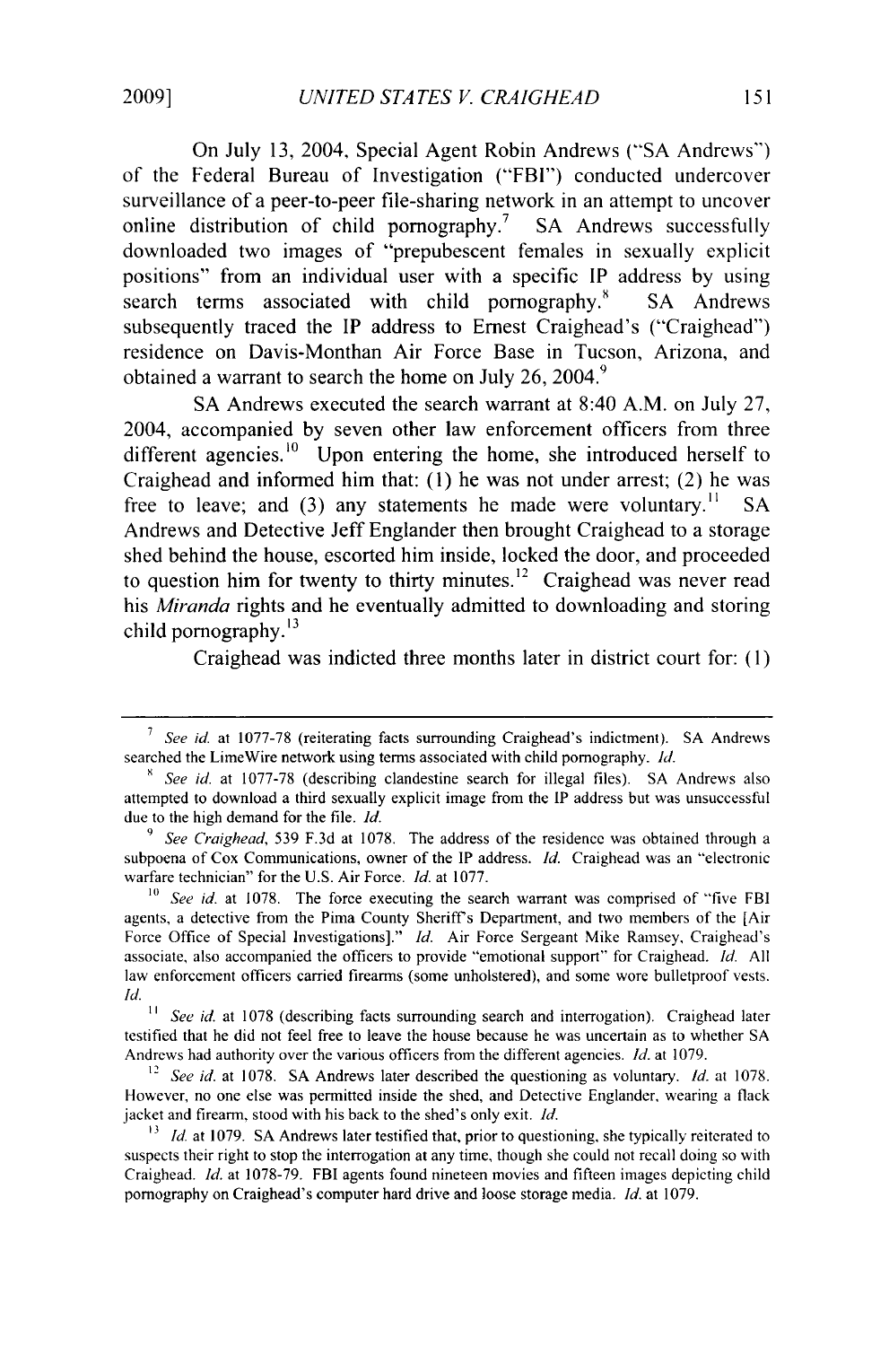On July 13, 2004, Special Agent Robin Andrews ("SA Andrews") of the Federal Bureau of Investigation ("FBI") conducted undercover surveillance of a peer-to-peer file-sharing network in an attempt to uncover online distribution of child pornography.[7] SA Andrews successfully downloaded two images of "prepubescent females in sexually explicit positions" from an individual user with a specific IP address by using search terms associated with child pornography.[8] SA Andrews subsequently traced the IP address to Ernest Craighead's ("Craighead") residence on Davis-Monthan Air Force Base in Tucson, Arizona, and obtained a warrant to search the home on July 26, 2004.[9]

SA Andrews executed the search warrant at 8:40 A.M. on July 27, 2004, accompanied by seven other law enforcement officers from three different agencies.[10] Upon entering the home, she introduced herself to Craighead and informed him that: (1) he was not under arrest; (2) he was free to leave; and (3) any statements he made were voluntary.[11] SA Andrews and Detective Jeff Englander then brought Craighead to a storage shed behind the house, escorted him inside, locked the door, and proceeded to question him for twenty to thirty minutes.[12] Craighead was never read his *Miranda* rights and he eventually admitted to downloading and storing child pornography.[13]

Craighead was indicted three months later in district court for: (1)

---

[7] *See id.* at 1077-78 (reiterating facts surrounding Craighead's indictment). SA Andrews searched the LimeWire network using terms associated with child pornography. *Id.*

[8] *See id.* at 1077-78 (describing clandestine search for illegal files). SA Andrews also attempted to download a third sexually explicit image from the IP address but was unsuccessful due to the high demand for the file. *Id.*

[9] *See Craighead*, 539 F.3d at 1078. The address of the residence was obtained through a subpoena of Cox Communications, owner of the IP address. *Id.* Craighead was an "electronic warfare technician" for the U.S. Air Force. *Id.* at 1077.

[10] *See id.* at 1078. The force executing the search warrant was comprised of "five FBI agents, a detective from the Pima County Sheriff's Department, and two members of the [Air Force Office of Special Investigations]." *Id.* Air Force Sergeant Mike Ramsey, Craighead's associate, also accompanied the officers to provide "emotional support" for Craighead. *Id.* All law enforcement officers carried firearms (some unholstered), and some wore bulletproof vests. *Id.*

[11] *See id.* at 1078 (describing facts surrounding search and interrogation). Craighead later testified that he did not feel free to leave the house because he was uncertain as to whether SA Andrews had authority over the various officers from the different agencies. *Id.* at 1079.

[12] *See id.* at 1078. SA Andrews later described the questioning as voluntary. *Id.* at 1078. However, no one else was permitted inside the shed, and Detective Englander, wearing a flack jacket and firearm, stood with his back to the shed's only exit. *Id.*

[13] *Id.* at 1079. SA Andrews later testified that, prior to questioning, she typically reiterated to suspects their right to stop the interrogation at any time, though she could not recall doing so with Craighead. *Id.* at 1078-79. FBI agents found nineteen movies and fifteen images depicting child pornography on Craighead's computer hard drive and loose storage media. *Id.* at 1079.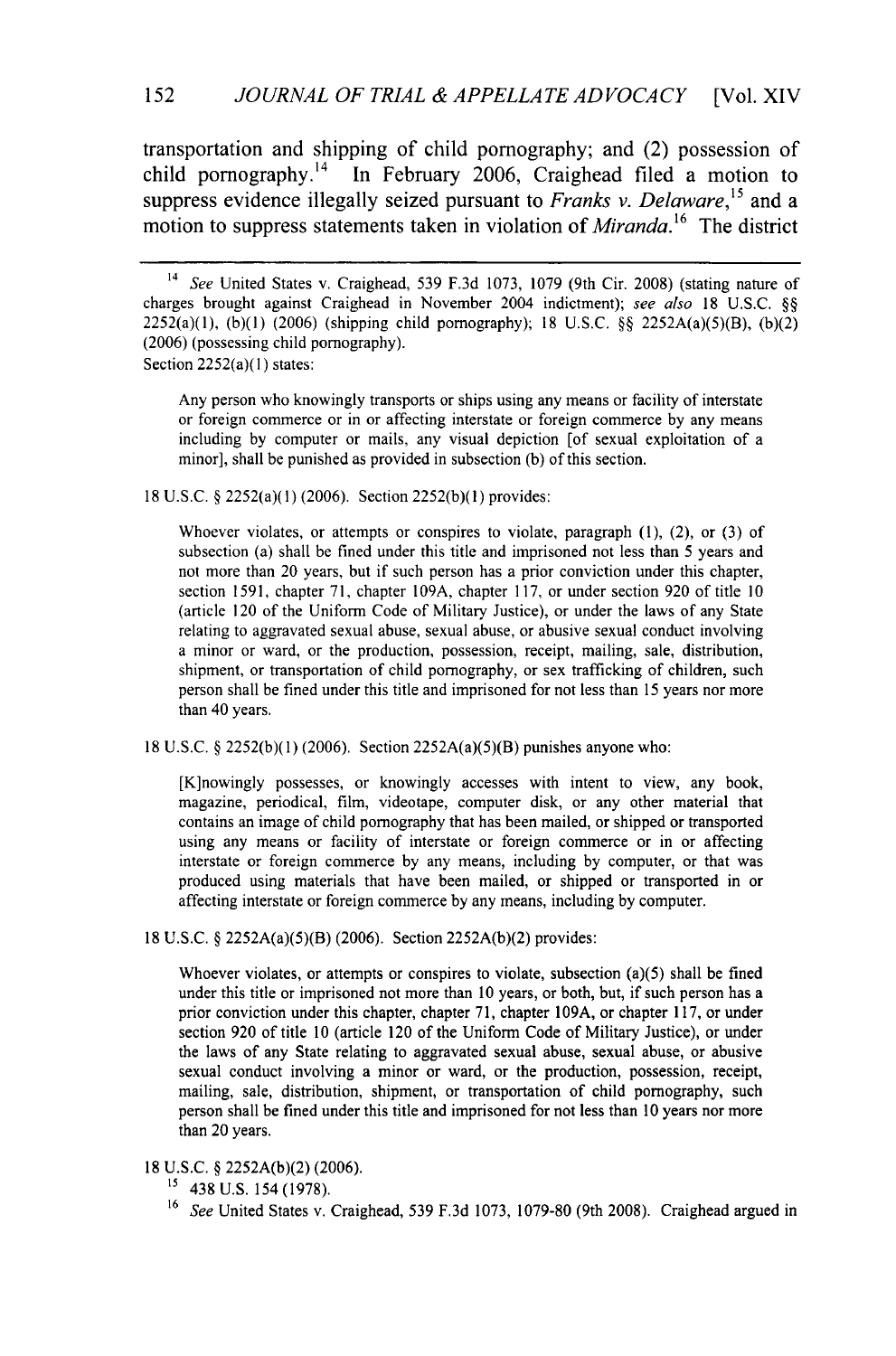transportation and shipping of child pornography; and (2) possession of child pornography.[14] In February 2006, Craighead filed a motion to suppress evidence illegally seized pursuant to *Franks v. Delaware*,[15] and a motion to suppress statements taken in violation of *Miranda*.[16] The district

---

[14] *See* United States v. Craighead, 539 F.3d 1073, 1079 (9th Cir. 2008) (stating nature of charges brought against Craighead in November 2004 indictment); *see also* 18 U.S.C. §§ 2252(a)(1), (b)(1) (2006) (shipping child pornography); 18 U.S.C. §§ 2252A(a)(5)(B), (b)(2) (2006) (possessing child pornography).

Section 2252(a)(1) states:

> Any person who knowingly transports or ships using any means or facility of interstate or foreign commerce or in or affecting interstate or foreign commerce by any means including by computer or mails, any visual depiction [of sexual exploitation of a minor], shall be punished as provided in subsection (b) of this section.

18 U.S.C. § 2252(a)(1) (2006). Section 2252(b)(1) provides:

> Whoever violates, or attempts or conspires to violate, paragraph (1), (2), or (3) of subsection (a) shall be fined under this title and imprisoned not less than 5 years and not more than 20 years, but if such person has a prior conviction under this chapter, section 1591, chapter 71, chapter 109A, chapter 117, or under section 920 of title 10 (article 120 of the Uniform Code of Military Justice), or under the laws of any State relating to aggravated sexual abuse, sexual abuse, or abusive sexual conduct involving a minor or ward, or the production, possession, receipt, mailing, sale, distribution, shipment, or transportation of child pornography, or sex trafficking of children, such person shall be fined under this title and imprisoned for not less than 15 years nor more than 40 years.

18 U.S.C. § 2252(b)(1) (2006). Section 2252A(a)(5)(B) punishes anyone who:

> [K]nowingly possesses, or knowingly accesses with intent to view, any book, magazine, periodical, film, videotape, computer disk, or any other material that contains an image of child pornography that has been mailed, or shipped or transported using any means or facility of interstate or foreign commerce or in or affecting interstate or foreign commerce by any means, including by computer, or that was produced using materials that have been mailed, or shipped or transported in or affecting interstate or foreign commerce by any means, including by computer.

18 U.S.C. § 2252A(a)(5)(B) (2006). Section 2252A(b)(2) provides:

> Whoever violates, or attempts or conspires to violate, subsection (a)(5) shall be fined under this title or imprisoned not more than 10 years, or both, but, if such person has a prior conviction under this chapter, chapter 71, chapter 109A, or chapter 117, or under section 920 of title 10 (article 120 of the Uniform Code of Military Justice), or under the laws of any State relating to aggravated sexual abuse, sexual abuse, or abusive sexual conduct involving a minor or ward, or the production, possession, receipt, mailing, sale, distribution, shipment, or transportation of child pornography, such person shall be fined under this title and imprisoned for not less than 10 years nor more than 20 years.

18 U.S.C. § 2252A(b)(2) (2006).

[15] 438 U.S. 154 (1978).

[16] *See* United States v. Craighead, 539 F.3d 1073, 1079-80 (9th 2008). Craighead argued in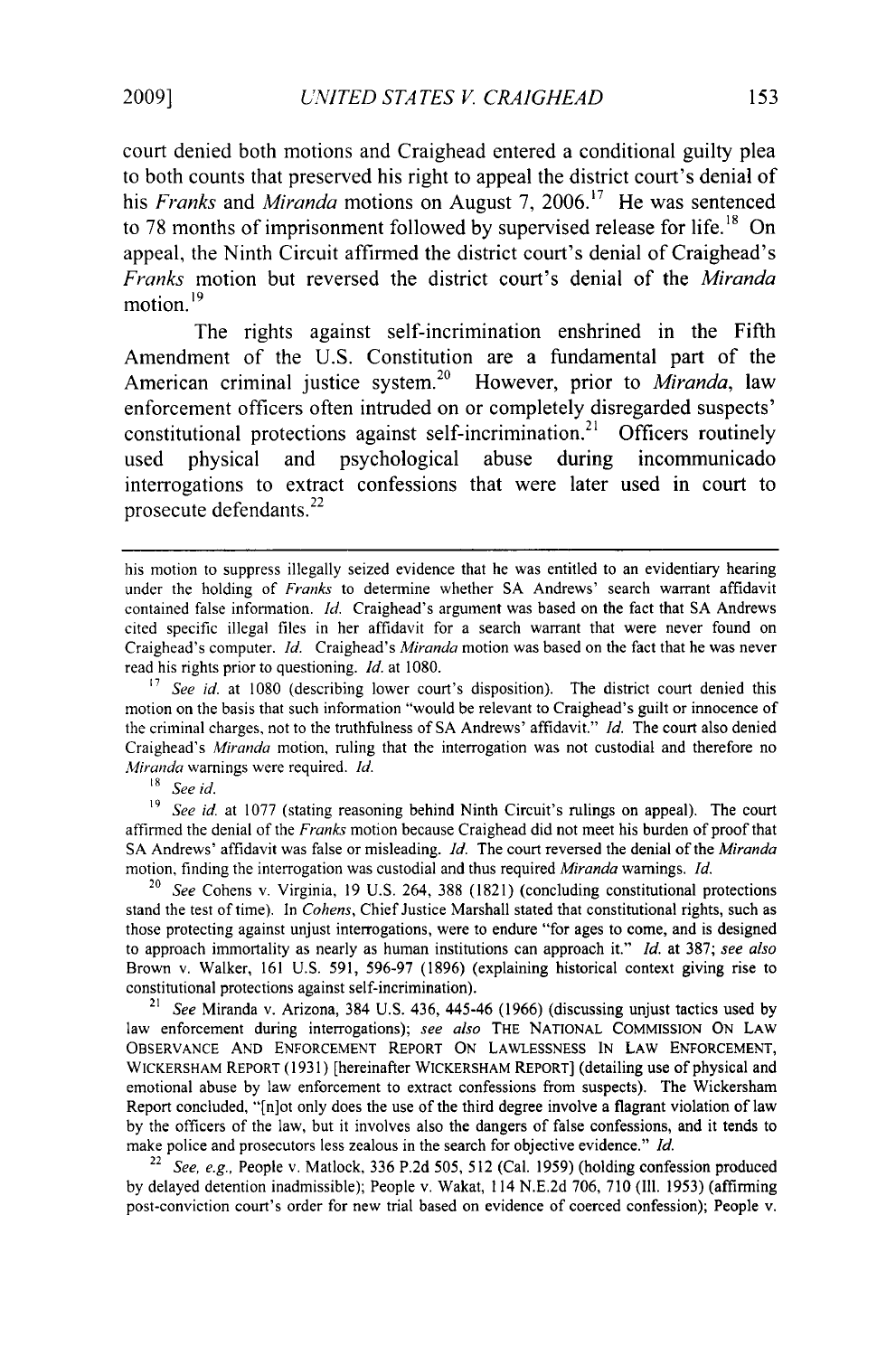court denied both motions and Craighead entered a conditional guilty plea to both counts that preserved his right to appeal the district court's denial of his *Franks* and *Miranda* motions on August 7, 2006.[17] He was sentenced to 78 months of imprisonment followed by supervised release for life.[18] On appeal, the Ninth Circuit affirmed the district court's denial of Craighead's *Franks* motion but reversed the district court's denial of the *Miranda* motion.[19]

The rights against self-incrimination enshrined in the Fifth Amendment of the U.S. Constitution are a fundamental part of the American criminal justice system.[20] However, prior to *Miranda*, law enforcement officers often intruded on or completely disregarded suspects' constitutional protections against self-incrimination.[21] Officers routinely used physical and psychological abuse during incommunicado interrogations to extract confessions that were later used in court to prosecute defendants.[22]

---

his motion to suppress illegally seized evidence that he was entitled to an evidentiary hearing under the holding of *Franks* to determine whether SA Andrews' search warrant affidavit contained false information. *Id.* Craighead's argument was based on the fact that SA Andrews cited specific illegal files in her affidavit for a search warrant that were never found on Craighead's computer. *Id.* Craighead's *Miranda* motion was based on the fact that he was never read his rights prior to questioning. *Id.* at 1080.

[17] *See id.* at 1080 (describing lower court's disposition). The district court denied this motion on the basis that such information "would be relevant to Craighead's guilt or innocence of the criminal charges, not to the truthfulness of SA Andrews' affidavit." *Id.* The court also denied Craighead's *Miranda* motion, ruling that the interrogation was not custodial and therefore no *Miranda* warnings were required. *Id.*

[18] *See id.*

[19] *See id.* at 1077 (stating reasoning behind Ninth Circuit's rulings on appeal). The court affirmed the denial of the *Franks* motion because Craighead did not meet his burden of proof that SA Andrews' affidavit was false or misleading. *Id.* The court reversed the denial of the *Miranda* motion, finding the interrogation was custodial and thus required *Miranda* warnings. *Id.*

[20] *See* Cohens v. Virginia, 19 U.S. 264, 388 (1821) (concluding constitutional protections stand the test of time). In *Cohens*, Chief Justice Marshall stated that constitutional rights, such as those protecting against unjust interrogations, were to endure "for ages to come, and is designed to approach immortality as nearly as human institutions can approach it." *Id.* at 387; *see also* Brown v. Walker, 161 U.S. 591, 596-97 (1896) (explaining historical context giving rise to constitutional protections against self-incrimination).

[21] *See* Miranda v. Arizona, 384 U.S. 436, 445-46 (1966) (discussing unjust tactics used by law enforcement during interrogations); *see also* THE NATIONAL COMMISSION ON LAW OBSERVANCE AND ENFORCEMENT REPORT ON LAWLESSNESS IN LAW ENFORCEMENT, WICKERSHAM REPORT (1931) [hereinafter WICKERSHAM REPORT] (detailing use of physical and emotional abuse by law enforcement to extract confessions from suspects). The Wickersham Report concluded, "[n]ot only does the use of the third degree involve a flagrant violation of law by the officers of the law, but it involves also the dangers of false confessions, and it tends to make police and prosecutors less zealous in the search for objective evidence." *Id.*

[22] *See, e.g.*, People v. Matlock, 336 P.2d 505, 512 (Cal. 1959) (holding confession produced by delayed detention inadmissible); People v. Wakat, 114 N.E.2d 706, 710 (Ill. 1953) (affirming post-conviction court's order for new trial based on evidence of coerced confession); People v.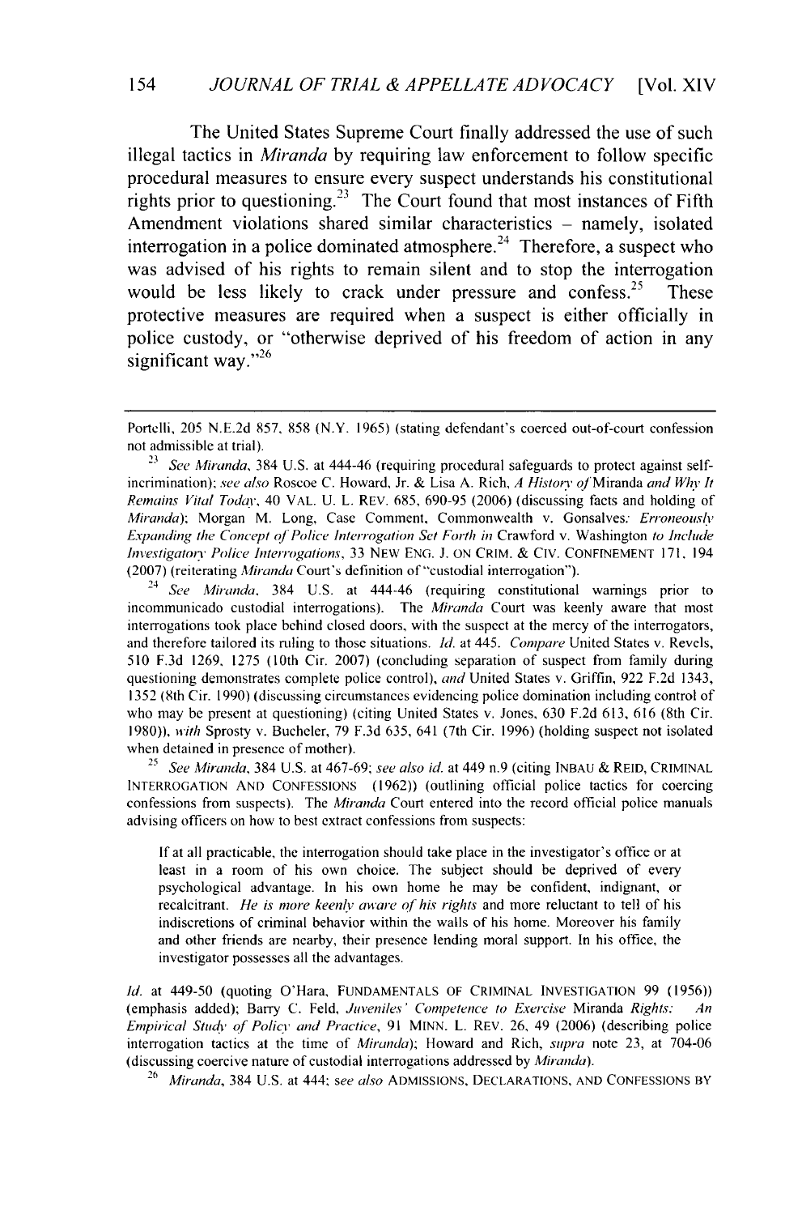The United States Supreme Court finally addressed the use of such illegal tactics in *Miranda* by requiring law enforcement to follow specific procedural measures to ensure every suspect understands his constitutional rights prior to questioning.[23] The Court found that most instances of Fifth Amendment violations shared similar characteristics – namely, isolated interrogation in a police dominated atmosphere.[24] Therefore, a suspect who was advised of his rights to remain silent and to stop the interrogation would be less likely to crack under pressure and confess.[25] These protective measures are required when a suspect is either officially in police custody, or "otherwise deprived of his freedom of action in any significant way."[26]

---

Portelli, 205 N.E.2d 857, 858 (N.Y. 1965) (stating defendant's coerced out-of-court confession not admissible at trial).

[23] *See Miranda*, 384 U.S. at 444-46 (requiring procedural safeguards to protect against self-incrimination); *see also* Roscoe C. Howard, Jr. & Lisa A. Rich, *A History of* Miranda *and Why It Remains Vital Today*, 40 VAL. U. L. REV. 685, 690-95 (2006) (discussing facts and holding of *Miranda*); Morgan M. Long, Case Comment, Commonwealth v. Gonsalves*: Erroneously Expanding the Concept of Police Interrogation Set Forth in* Crawford v. Washington *to Include Investigatory Police Interrogations*, 33 NEW ENG. J. ON CRIM. & CIV. CONFINEMENT 171, 194 (2007) (reiterating *Miranda* Court's definition of "custodial interrogation").

[24] *See Miranda*, 384 U.S. at 444-46 (requiring constitutional warnings prior to incommunicado custodial interrogations). The *Miranda* Court was keenly aware that most interrogations took place behind closed doors, with the suspect at the mercy of the interrogators, and therefore tailored its ruling to those situations. *Id.* at 445. *Compare* United States v. Revels, 510 F.3d 1269, 1275 (10th Cir. 2007) (concluding separation of suspect from family during questioning demonstrates complete police control), *and* United States v. Griffin, 922 F.2d 1343, 1352 (8th Cir. 1990) (discussing circumstances evidencing police domination including control of who may be present at questioning) (citing United States v. Jones, 630 F.2d 613, 616 (8th Cir. 1980)), *with* Sprosty v. Bucheler, 79 F.3d 635, 641 (7th Cir. 1996) (holding suspect not isolated when detained in presence of mother).

[25] *See Miranda*, 384 U.S. at 467-69; *see also id.* at 449 n.9 (citing INBAU & REID, CRIMINAL INTERROGATION AND CONFESSIONS (1962)) (outlining official police tactics for coercing confessions from suspects). The *Miranda* Court entered into the record official police manuals advising officers on how to best extract confessions from suspects:

> If at all practicable, the interrogation should take place in the investigator's office or at least in a room of his own choice. The subject should be deprived of every psychological advantage. In his own home he may be confident, indignant, or recalcitrant. *He is more keenly aware of his rights* and more reluctant to tell of his indiscretions of criminal behavior within the walls of his home. Moreover his family and other friends are nearby, their presence lending moral support. In his office, the investigator possesses all the advantages.

*Id.* at 449-50 (quoting O'Hara, FUNDAMENTALS OF CRIMINAL INVESTIGATION 99 (1956)) (emphasis added); Barry C. Feld, *Juveniles' Competence to Exercise* Miranda *Rights: An Empirical Study of Policy and Practice*, 91 MINN. L. REV. 26, 49 (2006) (describing police interrogation tactics at the time of *Miranda*); Howard and Rich, *supra* note 23, at 704-06 (discussing coercive nature of custodial interrogations addressed by *Miranda*).

[26] *Miranda*, 384 U.S. at 444; *see also* ADMISSIONS, DECLARATIONS, AND CONFESSIONS BY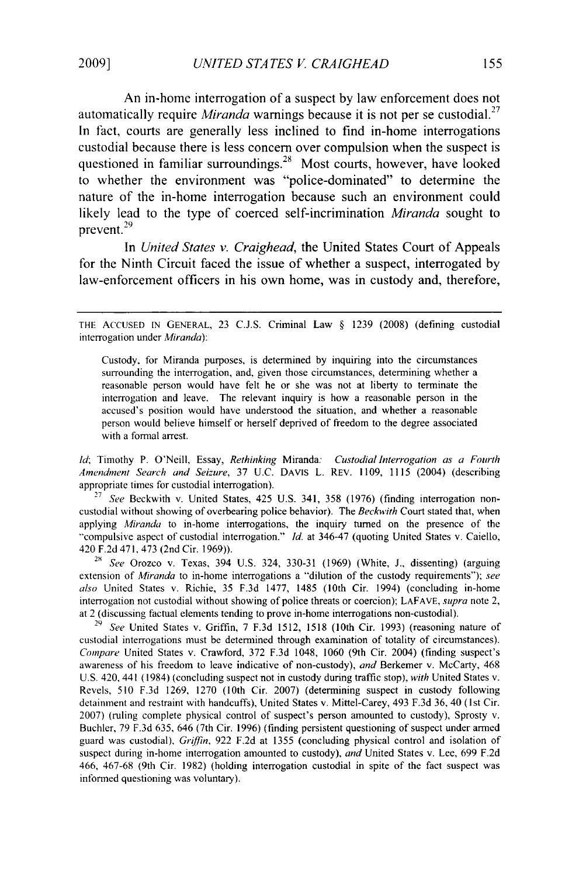An in-home interrogation of a suspect by law enforcement does not automatically require *Miranda* warnings because it is not per se custodial.[27] In fact, courts are generally less inclined to find in-home interrogations custodial because there is less concern over compulsion when the suspect is questioned in familiar surroundings.[28] Most courts, however, have looked to whether the environment was "police-dominated" to determine the nature of the in-home interrogation because such an environment could likely lead to the type of coerced self-incrimination *Miranda* sought to prevent.[29]

In *United States v. Craighead*, the United States Court of Appeals for the Ninth Circuit faced the issue of whether a suspect, interrogated by law-enforcement officers in his own home, was in custody and, therefore,

---

THE ACCUSED IN GENERAL, 23 C.J.S. Criminal Law § 1239 (2008) (defining custodial interrogation under *Miranda*):

> Custody, for Miranda purposes, is determined by inquiring into the circumstances surrounding the interrogation, and, given those circumstances, determining whether a reasonable person would have felt he or she was not at liberty to terminate the interrogation and leave. The relevant inquiry is how a reasonable person in the accused's position would have understood the situation, and whether a reasonable person would believe himself or herself deprived of freedom to the degree associated with a formal arrest.

*Id*; Timothy P. O'Neill, Essay, *Rethinking* Miranda*: Custodial Interrogation as a Fourth Amendment Search and Seizure*, 37 U.C. DAVIS L. REV. 1109, 1115 (2004) (describing appropriate times for custodial interrogation).

[27] *See* Beckwith v. United States, 425 U.S. 341, 358 (1976) (finding interrogation non-custodial without showing of overbearing police behavior). The *Beckwith* Court stated that, when applying *Miranda* to in-home interrogations, the inquiry turned on the presence of the "compulsive aspect of custodial interrogation." *Id.* at 346-47 (quoting United States v. Caiello, 420 F.2d 471, 473 (2nd Cir. 1969)).

[28] *See* Orozco v. Texas, 394 U.S. 324, 330-31 (1969) (White, J., dissenting) (arguing extension of *Miranda* to in-home interrogations a "dilution of the custody requirements"); *see also* United States v. Richie, 35 F.3d 1477, 1485 (10th Cir. 1994) (concluding in-home interrogation not custodial without showing of police threats or coercion); LAFAVE, *supra* note 2, at 2 (discussing factual elements tending to prove in-home interrogations non-custodial).

[29] *See* United States v. Griffin, 7 F.3d 1512, 1518 (10th Cir. 1993) (reasoning nature of custodial interrogations must be determined through examination of totality of circumstances). *Compare* United States v. Crawford, 372 F.3d 1048, 1060 (9th Cir. 2004) (finding suspect's awareness of his freedom to leave indicative of non-custody), *and* Berkemer v. McCarty, 468 U.S. 420, 441 (1984) (concluding suspect not in custody during traffic stop), *with* United States v. Revels, 510 F.3d 1269, 1270 (10th Cir. 2007) (determining suspect in custody following detainment and restraint with handcuffs), United States v. Mittel-Carey, 493 F.3d 36, 40 (1st Cir. 2007) (ruling complete physical control of suspect's person amounted to custody), Sprosty v. Buchler, 79 F.3d 635, 646 (7th Cir. 1996) (finding persistent questioning of suspect under armed guard was custodial), *Griffin*, 922 F.2d at 1355 (concluding physical control and isolation of suspect during in-home interrogation amounted to custody), *and* United States v. Lee, 699 F.2d 466, 467-68 (9th Cir. 1982) (holding interrogation custodial in spite of the fact suspect was informed questioning was voluntary).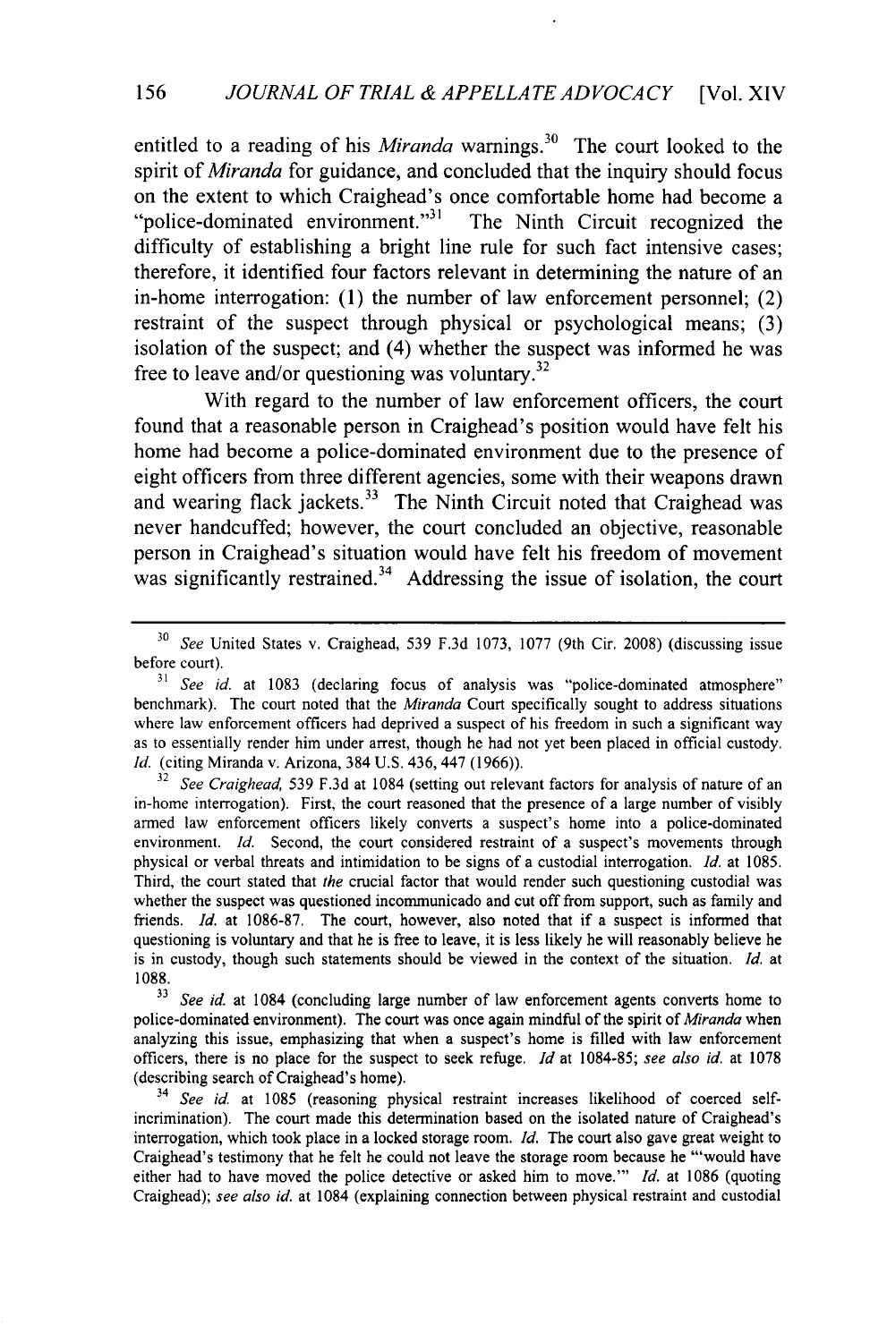entitled to a reading of his *Miranda* warnings.[30] The court looked to the spirit of *Miranda* for guidance, and concluded that the inquiry should focus on the extent to which Craighead's once comfortable home had become a "police-dominated environment."[31] The Ninth Circuit recognized the difficulty of establishing a bright line rule for such fact intensive cases; therefore, it identified four factors relevant in determining the nature of an in-home interrogation: (1) the number of law enforcement personnel; (2) restraint of the suspect through physical or psychological means; (3) isolation of the suspect; and (4) whether the suspect was informed he was free to leave and/or questioning was voluntary.[32]

With regard to the number of law enforcement officers, the court found that a reasonable person in Craighead's position would have felt his home had become a police-dominated environment due to the presence of eight officers from three different agencies, some with their weapons drawn and wearing flack jackets.[33] The Ninth Circuit noted that Craighead was never handcuffed; however, the court concluded an objective, reasonable person in Craighead's situation would have felt his freedom of movement was significantly restrained.[34] Addressing the issue of isolation, the court

---

[30] *See* United States v. Craighead, 539 F.3d 1073, 1077 (9th Cir. 2008) (discussing issue before court).

[31] *See id.* at 1083 (declaring focus of analysis was "police-dominated atmosphere" benchmark). The court noted that the *Miranda* Court specifically sought to address situations where law enforcement officers had deprived a suspect of his freedom in such a significant way as to essentially render him under arrest, though he had not yet been placed in official custody. *Id.* (citing Miranda v. Arizona, 384 U.S. 436, 447 (1966)).

[32] *See Craighead,* 539 F.3d at 1084 (setting out relevant factors for analysis of nature of an in-home interrogation). First, the court reasoned that the presence of a large number of visibly armed law enforcement officers likely converts a suspect's home into a police-dominated environment. *Id.* Second, the court considered restraint of a suspect's movements through physical or verbal threats and intimidation to be signs of a custodial interrogation. *Id.* at 1085. Third, the court stated that *the* crucial factor that would render such questioning custodial was whether the suspect was questioned incommunicado and cut off from support, such as family and friends. *Id.* at 1086-87. The court, however, also noted that if a suspect is informed that questioning is voluntary and that he is free to leave, it is less likely he will reasonably believe he is in custody, though such statements should be viewed in the context of the situation. *Id.* at 1088.

[33] *See id.* at 1084 (concluding large number of law enforcement agents converts home to police-dominated environment). The court was once again mindful of the spirit of *Miranda* when analyzing this issue, emphasizing that when a suspect's home is filled with law enforcement officers, there is no place for the suspect to seek refuge. *Id* at 1084-85; *see also id.* at 1078 (describing search of Craighead's home).

[34] *See id.* at 1085 (reasoning physical restraint increases likelihood of coerced self-incrimination). The court made this determination based on the isolated nature of Craighead's interrogation, which took place in a locked storage room. *Id.* The court also gave great weight to Craighead's testimony that he felt he could not leave the storage room because he "'would have either had to have moved the police detective or asked him to move.'" *Id.* at 1086 (quoting Craighead); *see also id.* at 1084 (explaining connection between physical restraint and custodial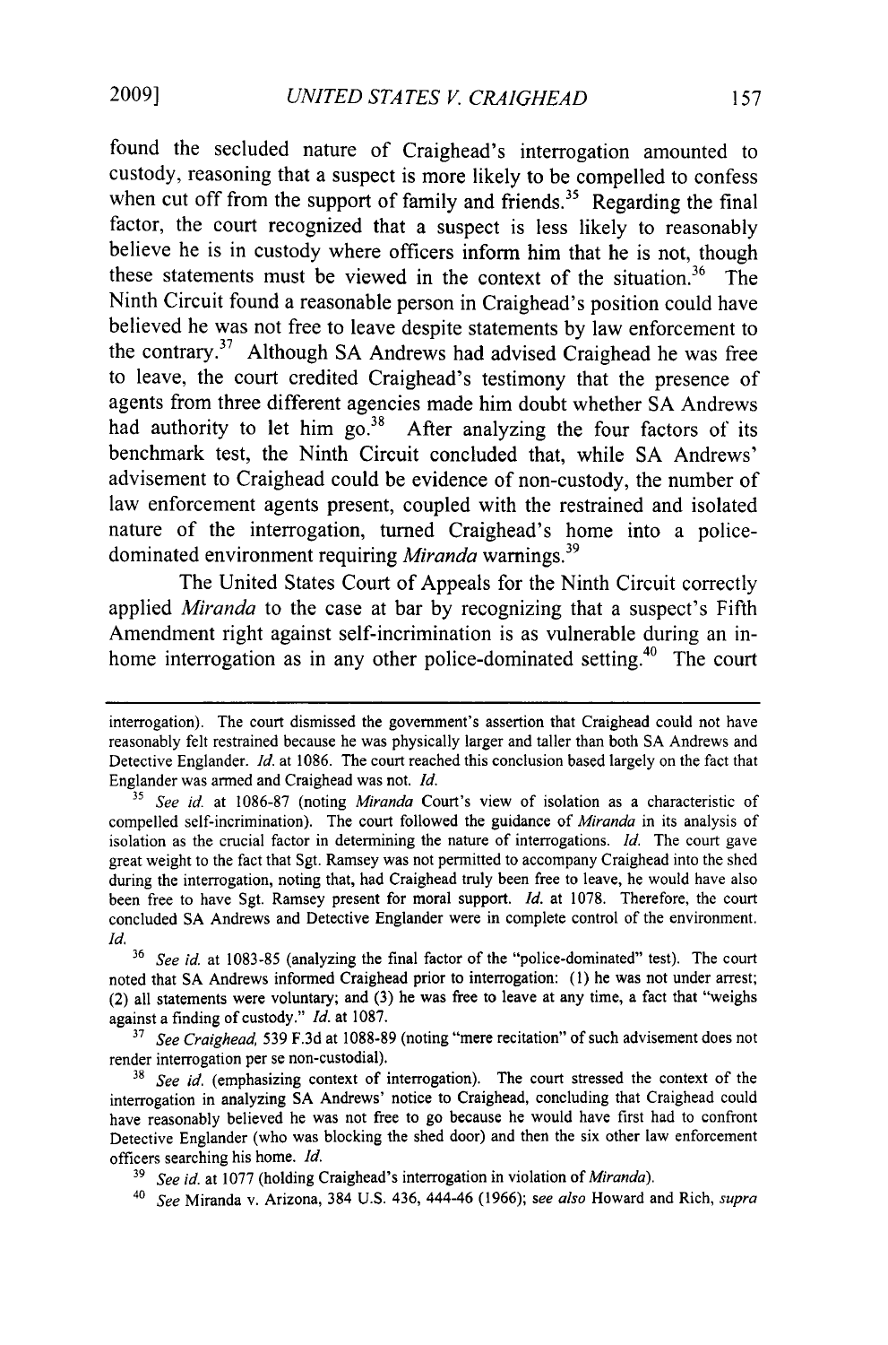found the secluded nature of Craighead's interrogation amounted to custody, reasoning that a suspect is more likely to be compelled to confess when cut off from the support of family and friends.[35] Regarding the final factor, the court recognized that a suspect is less likely to reasonably believe he is in custody where officers inform him that he is not, though these statements must be viewed in the context of the situation.[36] The Ninth Circuit found a reasonable person in Craighead's position could have believed he was not free to leave despite statements by law enforcement to the contrary.[37] Although SA Andrews had advised Craighead he was free to leave, the court credited Craighead's testimony that the presence of agents from three different agencies made him doubt whether SA Andrews had authority to let him go.[38] After analyzing the four factors of its benchmark test, the Ninth Circuit concluded that, while SA Andrews' advisement to Craighead could be evidence of non-custody, the number of law enforcement agents present, coupled with the restrained and isolated nature of the interrogation, turned Craighead's home into a police-dominated environment requiring *Miranda* warnings.[39]

The United States Court of Appeals for the Ninth Circuit correctly applied *Miranda* to the case at bar by recognizing that a suspect's Fifth Amendment right against self-incrimination is as vulnerable during an in-home interrogation as in any other police-dominated setting.[40] The court

---

interrogation). The court dismissed the government's assertion that Craighead could not have reasonably felt restrained because he was physically larger and taller than both SA Andrews and Detective Englander. *Id.* at 1086. The court reached this conclusion based largely on the fact that Englander was armed and Craighead was not. *Id.*

[35] *See id.* at 1086-87 (noting *Miranda* Court's view of isolation as a characteristic of compelled self-incrimination). The court followed the guidance of *Miranda* in its analysis of isolation as the crucial factor in determining the nature of interrogations. *Id.* The court gave great weight to the fact that Sgt. Ramsey was not permitted to accompany Craighead into the shed during the interrogation, noting that, had Craighead truly been free to leave, he would have also been free to have Sgt. Ramsey present for moral support. *Id.* at 1078. Therefore, the court concluded SA Andrews and Detective Englander were in complete control of the environment. *Id.*

[36] *See id.* at 1083-85 (analyzing the final factor of the "police-dominated" test). The court noted that SA Andrews informed Craighead prior to interrogation: (1) he was not under arrest; (2) all statements were voluntary; and (3) he was free to leave at any time, a fact that "weighs against a finding of custody." *Id.* at 1087.

[37] *See Craighead*, 539 F.3d at 1088-89 (noting "mere recitation" of such advisement does not render interrogation per se non-custodial).

[38] *See id.* (emphasizing context of interrogation). The court stressed the context of the interrogation in analyzing SA Andrews' notice to Craighead, concluding that Craighead could have reasonably believed he was not free to go because he would have first had to confront Detective Englander (who was blocking the shed door) and then the six other law enforcement officers searching his home. *Id.*

[39] *See id.* at 1077 (holding Craighead's interrogation in violation of *Miranda*).

[40] *See* Miranda v. Arizona, 384 U.S. 436, 444-46 (1966); *see also* Howard and Rich, *supra*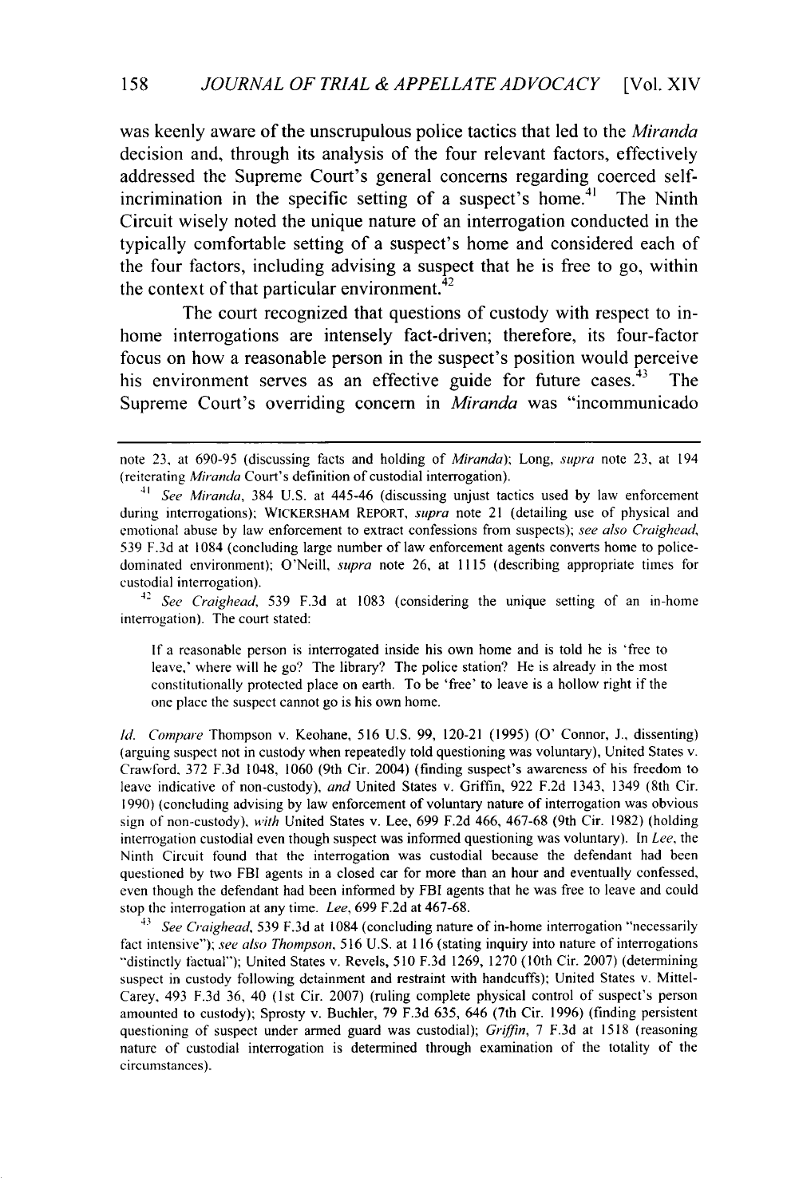was keenly aware of the unscrupulous police tactics that led to the *Miranda* decision and, through its analysis of the four relevant factors, effectively addressed the Supreme Court's general concerns regarding coerced self-incrimination in the specific setting of a suspect's home.[41] The Ninth Circuit wisely noted the unique nature of an interrogation conducted in the typically comfortable setting of a suspect's home and considered each of the four factors, including advising a suspect that he is free to go, within the context of that particular environment.[42]

The court recognized that questions of custody with respect to in-home interrogations are intensely fact-driven; therefore, its four-factor focus on how a reasonable person in the suspect's position would perceive his environment serves as an effective guide for future cases.[43] The Supreme Court's overriding concern in *Miranda* was "incommunicado

---

note 23, at 690-95 (discussing facts and holding of *Miranda*); Long, *supra* note 23, at 194 (reiterating *Miranda* Court's definition of custodial interrogation).

[41] *See Miranda*, 384 U.S. at 445-46 (discussing unjust tactics used by law enforcement during interrogations); WICKERSHAM REPORT, *supra* note 21 (detailing use of physical and emotional abuse by law enforcement to extract confessions from suspects); *see also Craighead*, 539 F.3d at 1084 (concluding large number of law enforcement agents converts home to police-dominated environment); O'Neill, *supra* note 26, at 1115 (describing appropriate times for custodial interrogation).

[42] *See Craighead*, 539 F.3d at 1083 (considering the unique setting of an in-home interrogation). The court stated:

> If a reasonable person is interrogated inside his own home and is told he is 'free to leave,' where will he go? The library? The police station? He is already in the most constitutionally protected place on earth. To be 'free' to leave is a hollow right if the one place the suspect cannot go is his own home.

*Id. Compare* Thompson v. Keohane, 516 U.S. 99, 120-21 (1995) (O' Connor, J., dissenting) (arguing suspect not in custody when repeatedly told questioning was voluntary), United States v. Crawford, 372 F.3d 1048, 1060 (9th Cir. 2004) (finding suspect's awareness of his freedom to leave indicative of non-custody), *and* United States v. Griffin, 922 F.2d 1343, 1349 (8th Cir. 1990) (concluding advising by law enforcement of voluntary nature of interrogation was obvious sign of non-custody), *with* United States v. Lee, 699 F.2d 466, 467-68 (9th Cir. 1982) (holding interrogation custodial even though suspect was informed questioning was voluntary). In *Lee*, the Ninth Circuit found that the interrogation was custodial because the defendant had been questioned by two FBI agents in a closed car for more than an hour and eventually confessed, even though the defendant had been informed by FBI agents that he was free to leave and could stop the interrogation at any time. *Lee*, 699 F.2d at 467-68.

[43] *See Craighead*, 539 F.3d at 1084 (concluding nature of in-home interrogation "necessarily fact intensive"); *see also Thompson*, 516 U.S. at 116 (stating inquiry into nature of interrogations "distinctly factual"); United States v. Revels, 510 F.3d 1269, 1270 (10th Cir. 2007) (determining suspect in custody following detainment and restraint with handcuffs); United States v. Mittel-Carey, 493 F.3d 36, 40 (1st Cir. 2007) (ruling complete physical control of suspect's person amounted to custody); Sprosty v. Buchler, 79 F.3d 635, 646 (7th Cir. 1996) (finding persistent questioning of suspect under armed guard was custodial); *Griffin*, 7 F.3d at 1518 (reasoning nature of custodial interrogation is determined through examination of the totality of the circumstances).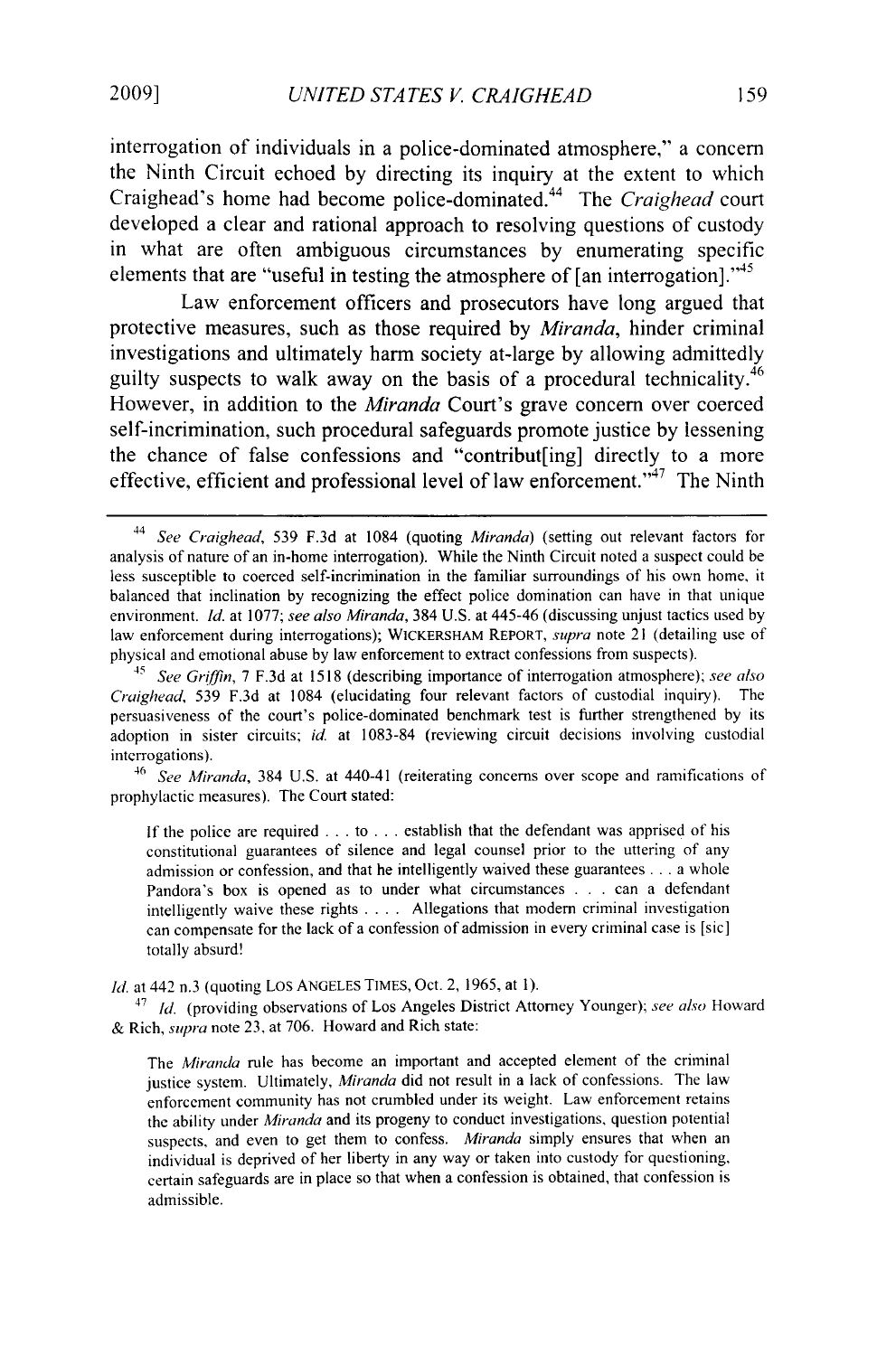interrogation of individuals in a police-dominated atmosphere," a concern the Ninth Circuit echoed by directing its inquiry at the extent to which Craighead's home had become police-dominated.[44] The *Craighead* court developed a clear and rational approach to resolving questions of custody in what are often ambiguous circumstances by enumerating specific elements that are "useful in testing the atmosphere of [an interrogation]."[45]

Law enforcement officers and prosecutors have long argued that protective measures, such as those required by *Miranda*, hinder criminal investigations and ultimately harm society at-large by allowing admittedly guilty suspects to walk away on the basis of a procedural technicality.[46] However, in addition to the *Miranda* Court's grave concern over coerced self-incrimination, such procedural safeguards promote justice by lessening the chance of false confessions and "contribut[ing] directly to a more effective, efficient and professional level of law enforcement."[47] The Ninth

---

[44] *See Craighead*, 539 F.3d at 1084 (quoting *Miranda*) (setting out relevant factors for analysis of nature of an in-home interrogation). While the Ninth Circuit noted a suspect could be less susceptible to coerced self-incrimination in the familiar surroundings of his own home, it balanced that inclination by recognizing the effect police domination can have in that unique environment. *Id.* at 1077; *see also Miranda*, 384 U.S. at 445-46 (discussing unjust tactics used by law enforcement during interrogations); WICKERSHAM REPORT, *supra* note 21 (detailing use of physical and emotional abuse by law enforcement to extract confessions from suspects).

[45] *See Griffin*, 7 F.3d at 1518 (describing importance of interrogation atmosphere); *see also Craighead*, 539 F.3d at 1084 (elucidating four relevant factors of custodial inquiry). The persuasiveness of the court's police-dominated benchmark test is further strengthened by its adoption in sister circuits; *id.* at 1083-84 (reviewing circuit decisions involving custodial interrogations).

[46] *See Miranda*, 384 U.S. at 440-41 (reiterating concerns over scope and ramifications of prophylactic measures). The Court stated:

> If the police are required . . . to . . . establish that the defendant was apprised of his constitutional guarantees of silence and legal counsel prior to the uttering of any admission or confession, and that he intelligently waived these guarantees . . . a whole Pandora's box is opened as to under what circumstances . . . can a defendant intelligently waive these rights . . . . Allegations that modern criminal investigation can compensate for the lack of a confession of admission in every criminal case is [sic] totally absurd!

*Id.* at 442 n.3 (quoting LOS ANGELES TIMES, Oct. 2, 1965, at 1).

[47] *Id.* (providing observations of Los Angeles District Attorney Younger); *see also* Howard & Rich, *supra* note 23, at 706. Howard and Rich state:

> The *Miranda* rule has become an important and accepted element of the criminal justice system. Ultimately, *Miranda* did not result in a lack of confessions. The law enforcement community has not crumbled under its weight. Law enforcement retains the ability under *Miranda* and its progeny to conduct investigations, question potential suspects, and even to get them to confess. *Miranda* simply ensures that when an individual is deprived of her liberty in any way or taken into custody for questioning, certain safeguards are in place so that when a confession is obtained, that confession is admissible.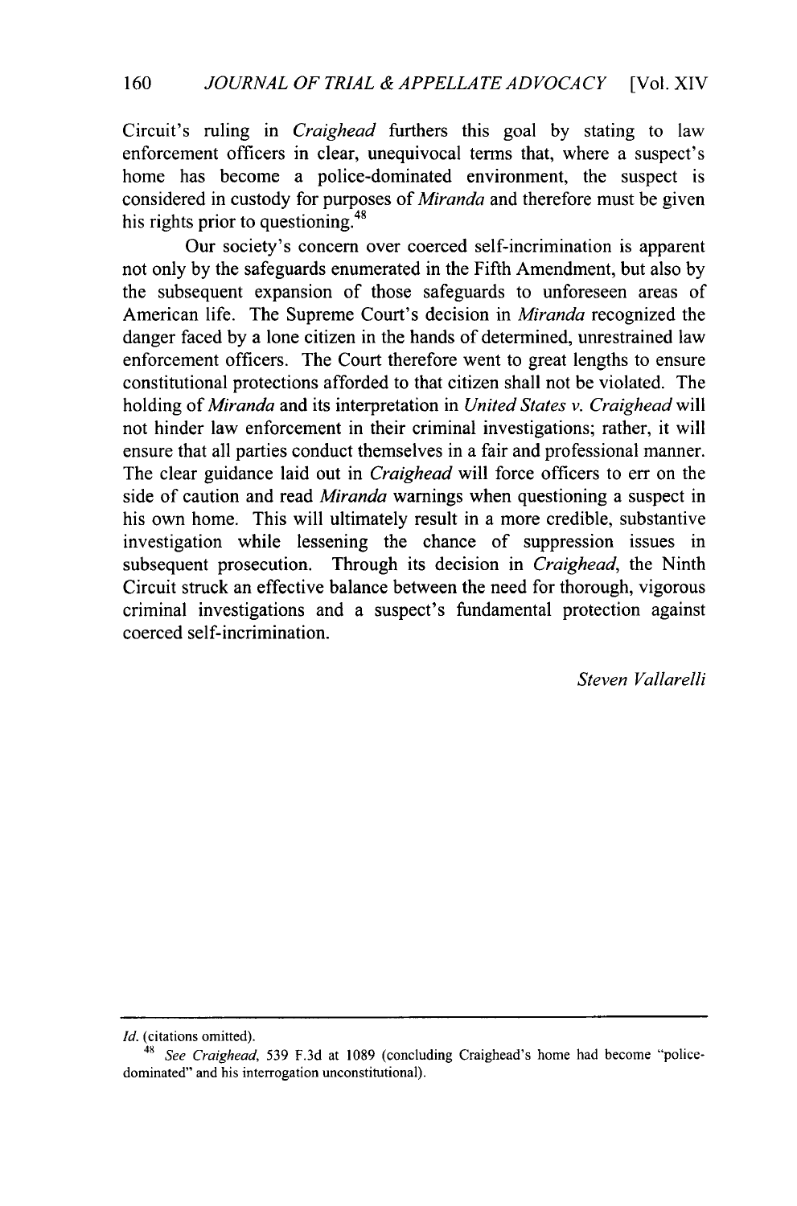Circuit's ruling in *Craighead* furthers this goal by stating to law enforcement officers in clear, unequivocal terms that, where a suspect's home has become a police-dominated environment, the suspect is considered in custody for purposes of *Miranda* and therefore must be given his rights prior to questioning.[48]

Our society's concern over coerced self-incrimination is apparent not only by the safeguards enumerated in the Fifth Amendment, but also by the subsequent expansion of those safeguards to unforeseen areas of American life. The Supreme Court's decision in *Miranda* recognized the danger faced by a lone citizen in the hands of determined, unrestrained law enforcement officers. The Court therefore went to great lengths to ensure constitutional protections afforded to that citizen shall not be violated. The holding of *Miranda* and its interpretation in *United States v. Craighead* will not hinder law enforcement in their criminal investigations; rather, it will ensure that all parties conduct themselves in a fair and professional manner. The clear guidance laid out in *Craighead* will force officers to err on the side of caution and read *Miranda* warnings when questioning a suspect in his own home. This will ultimately result in a more credible, substantive investigation while lessening the chance of suppression issues in subsequent prosecution. Through its decision in *Craighead*, the Ninth Circuit struck an effective balance between the need for thorough, vigorous criminal investigations and a suspect's fundamental protection against coerced self-incrimination.

*Steven Vallarelli*

---

*Id.* (citations omitted).

[48] *See Craighead*, 539 F.3d at 1089 (concluding Craighead's home had become "police-dominated" and his interrogation unconstitutional).